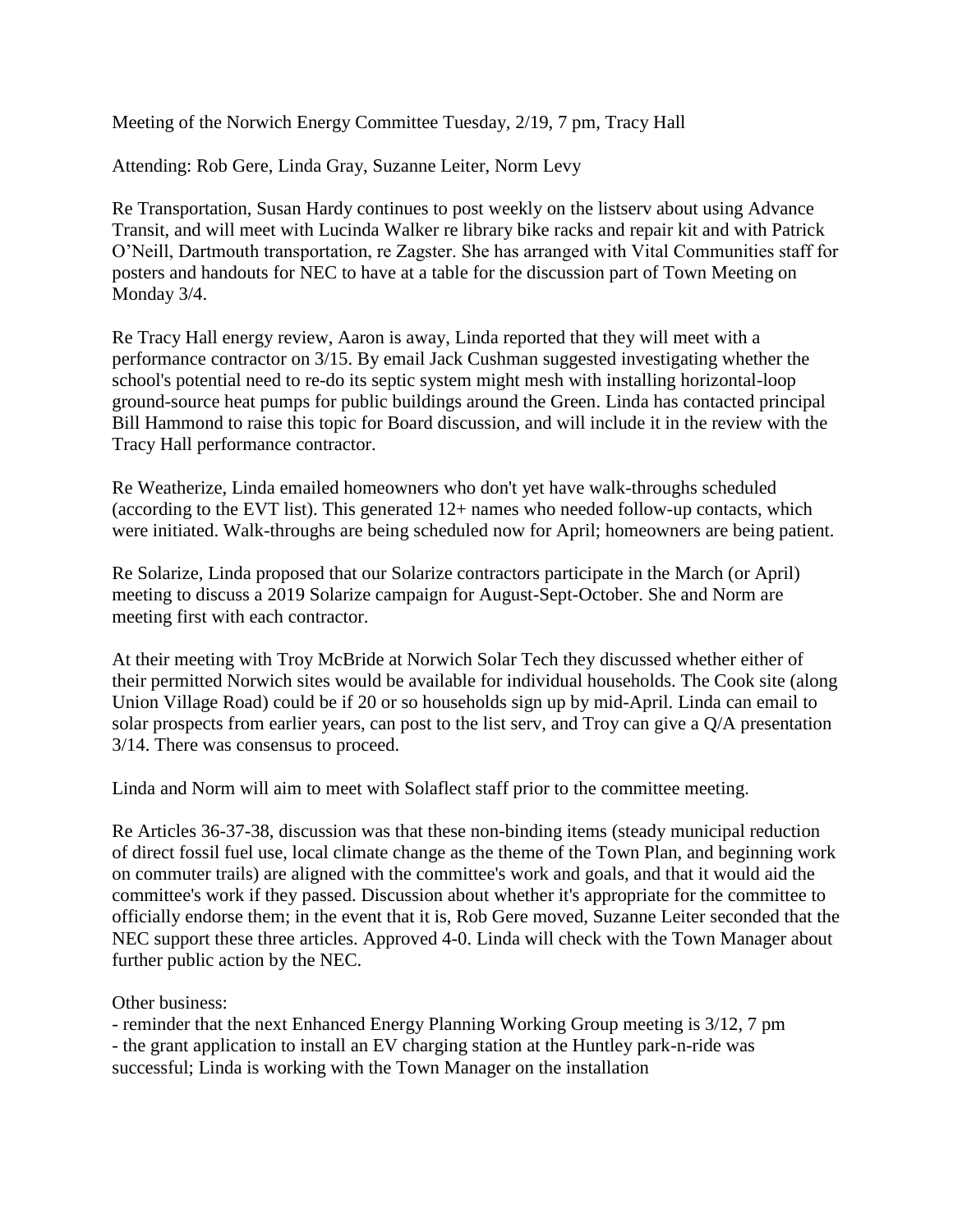Meeting of the Norwich Energy Committee Tuesday, 2/19, 7 pm, Tracy Hall

Attending: Rob Gere, Linda Gray, Suzanne Leiter, Norm Levy

Re Transportation, Susan Hardy continues to post weekly on the listserv about using Advance Transit, and will meet with Lucinda Walker re library bike racks and repair kit and with Patrick O'Neill, Dartmouth transportation, re Zagster. She has arranged with Vital Communities staff for posters and handouts for NEC to have at a table for the discussion part of Town Meeting on Monday 3/4.

Re Tracy Hall energy review, Aaron is away, Linda reported that they will meet with a performance contractor on 3/15. By email Jack Cushman suggested investigating whether the school's potential need to re-do its septic system might mesh with installing horizontal-loop ground-source heat pumps for public buildings around the Green. Linda has contacted principal Bill Hammond to raise this topic for Board discussion, and will include it in the review with the Tracy Hall performance contractor.

Re Weatherize, Linda emailed homeowners who don't yet have walk-throughs scheduled (according to the EVT list). This generated 12+ names who needed follow-up contacts, which were initiated. Walk-throughs are being scheduled now for April; homeowners are being patient.

Re Solarize, Linda proposed that our Solarize contractors participate in the March (or April) meeting to discuss a 2019 Solarize campaign for August-Sept-October. She and Norm are meeting first with each contractor.

At their meeting with Troy McBride at Norwich Solar Tech they discussed whether either of their permitted Norwich sites would be available for individual households. The Cook site (along Union Village Road) could be if 20 or so households sign up by mid-April. Linda can email to solar prospects from earlier years, can post to the list serv, and Troy can give a Q/A presentation 3/14. There was consensus to proceed.

Linda and Norm will aim to meet with Solaflect staff prior to the committee meeting.

Re Articles 36-37-38, discussion was that these non-binding items (steady municipal reduction of direct fossil fuel use, local climate change as the theme of the Town Plan, and beginning work on commuter trails) are aligned with the committee's work and goals, and that it would aid the committee's work if they passed. Discussion about whether it's appropriate for the committee to officially endorse them; in the event that it is, Rob Gere moved, Suzanne Leiter seconded that the NEC support these three articles. Approved 4-0. Linda will check with the Town Manager about further public action by the NEC.

Other business:

- reminder that the next Enhanced Energy Planning Working Group meeting is 3/12, 7 pm
- the grant application to install an EV charging station at the Huntley park-n-ride was successful; Linda is working with the Town Manager on the installation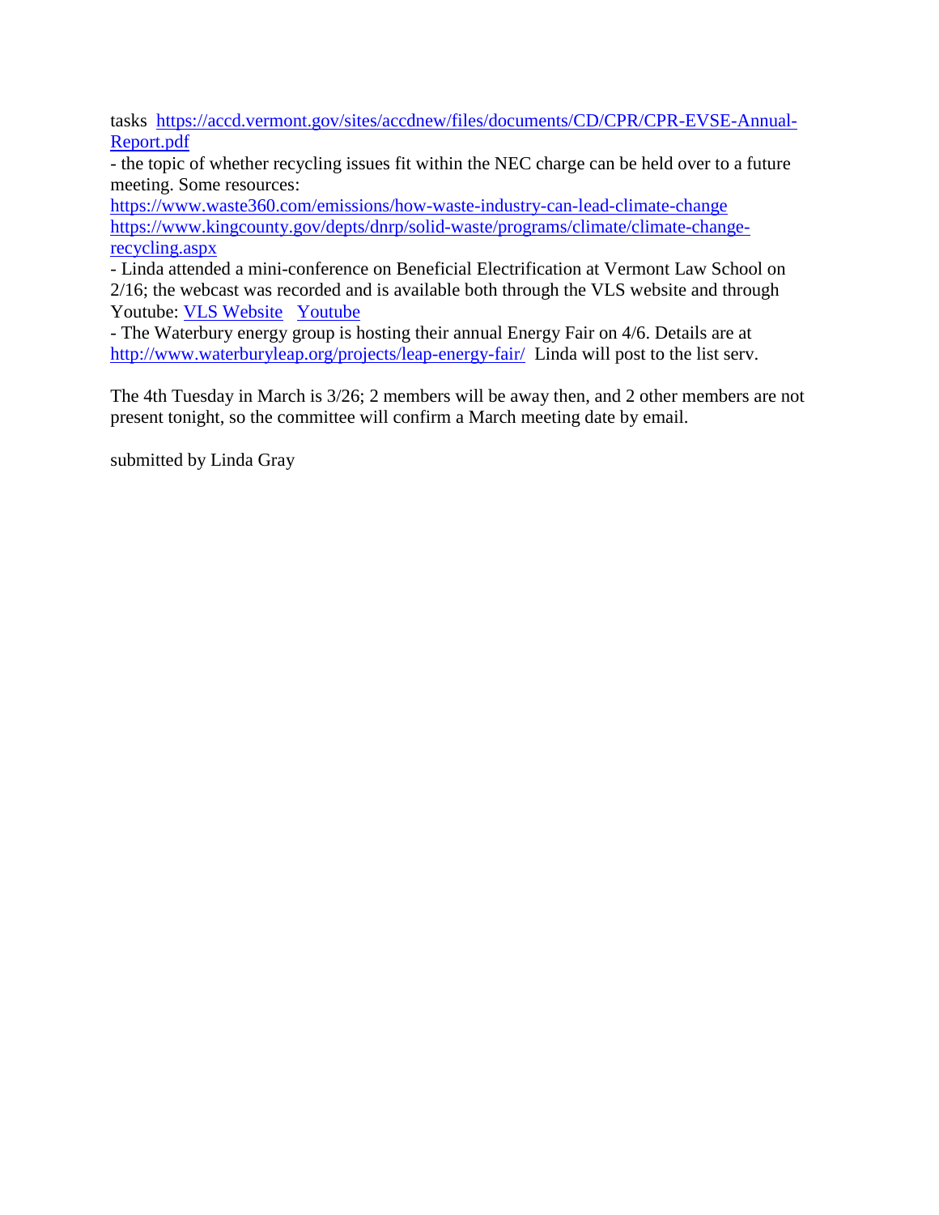tasks https://accd.vermont.gov/sites/accdnew/files/documents/CD/CPR/CPR-EVSE-Annual-Report.pdf

- the topic of whether recycling issues fit within the NEC charge can be held over to a future meeting. Some resources:
https://www.waste360.com/emissions/how-waste-industry-can-lead-climate-change
https://www.kingcounty.gov/depts/dnrp/solid-waste/programs/climate/climate-change-recycling.aspx
- Linda attended a mini-conference on Beneficial Electrification at Vermont Law School on 2/16; the webcast was recorded and is available both through the VLS website and through Youtube: VLS Website   Youtube
- The Waterbury energy group is hosting their annual Energy Fair on 4/6. Details are at http://www.waterburyleap.org/projects/leap-energy-fair/ Linda will post to the list serv.

The 4th Tuesday in March is 3/26; 2 members will be away then, and 2 other members are not present tonight, so the committee will confirm a March meeting date by email.

submitted by Linda Gray